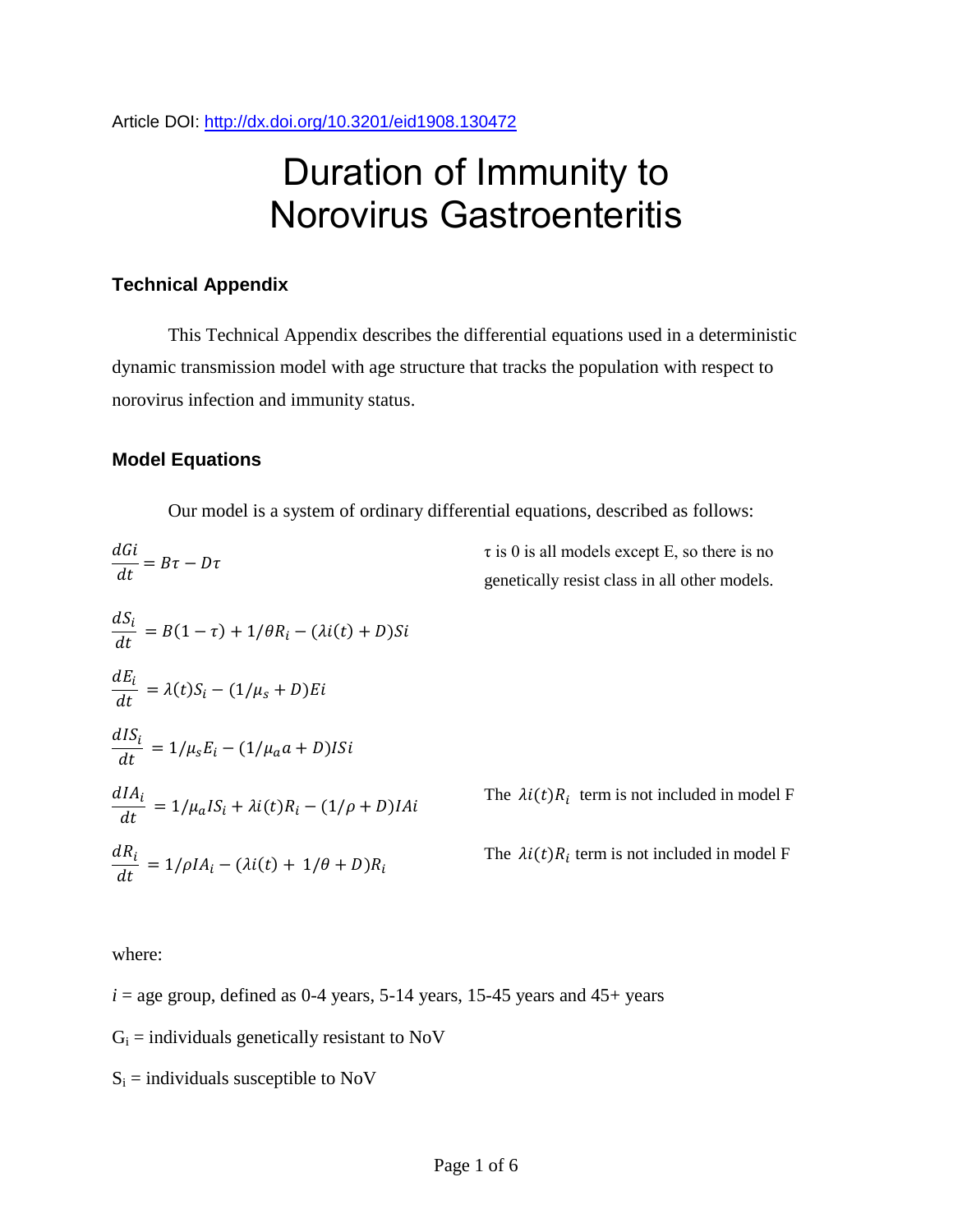Article DOI: http://dx.doi.org/10.3201/eid1908.130472

# Duration of Immunity to Norovirus Gastroenteritis

## Technical Appendix

This Technical Appendix describes the differential equations used in a deterministic dynamic transmission model with age structure that tracks the population with respect to norovirus infection and immunity status.

## Model Equations

Our model is a system of ordinary differential equations, described as follows:

$$\frac{dGi}{dt} = B\tau - D\tau$$

τ is 0 is all models except E, so there is no genetically resist class in all other models.

$$\frac{dS_i}{dt} = B(1-\tau) + 1/\theta R_i - (\lambda i(t) + D)Si$$

$$\frac{dE_i}{dt} = \lambda(t)S_i - (1/\mu_s + D)Ei$$

$$\frac{dIS_i}{dt} = 1/\mu_s E_i - (1/\mu_a a + D)ISi$$

$$\frac{dIA_i}{dt} = 1/\mu_a IS_i + \lambda i(t)R_i - (1/\rho + D)IAi$$

The $\lambda i(t)R_i$ term is not included in model F

$$\frac{dR_i}{dt} = 1/\rho IA_i - (\lambda i(t) + 1/\theta + D)R_i$$

The $\lambda i(t)R_i$ term is not included in model F

where:

$i$ = age group, defined as 0-4 years, 5-14 years, 15-45 years and 45+ years

$G_i$ = individuals genetically resistant to NoV

$S_i$ = individuals susceptible to NoV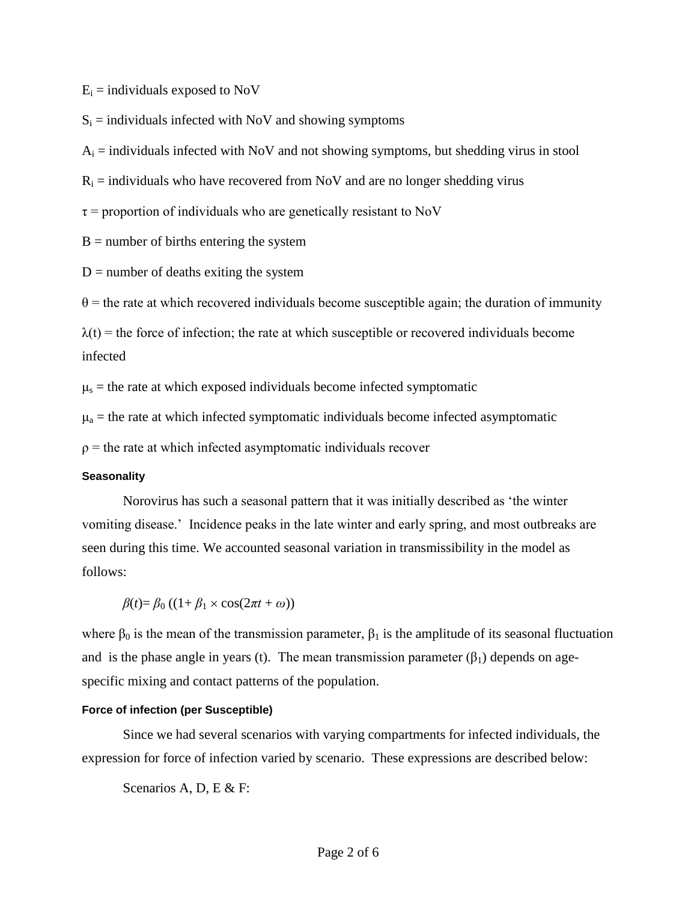$E_i$ = individuals exposed to NoV

$S_i$ = individuals infected with NoV and showing symptoms

$A_i$ = individuals infected with NoV and not showing symptoms, but shedding virus in stool

$R_i$ = individuals who have recovered from NoV and are no longer shedding virus

$\tau$ = proportion of individuals who are genetically resistant to NoV

B = number of births entering the system

D = number of deaths exiting the system

$\theta$ = the rate at which recovered individuals become susceptible again; the duration of immunity

$\lambda(t)$ = the force of infection; the rate at which susceptible or recovered individuals become infected

$\mu_s$ = the rate at which exposed individuals become infected symptomatic

$\mu_a$ = the rate at which infected symptomatic individuals become infected asymptomatic

$\rho$ = the rate at which infected asymptomatic individuals recover

#### Seasonality

Norovirus has such a seasonal pattern that it was initially described as 'the winter vomiting disease.' Incidence peaks in the late winter and early spring, and most outbreaks are seen during this time. We accounted seasonal variation in transmissibility in the model as follows:

$$\beta(t) = \beta_0 \left((1 + \beta_1 \times \cos(2\pi t + \omega)\right))$$

where $\beta_0$ is the mean of the transmission parameter, $\beta_1$ is the amplitude of its seasonal fluctuation and is the phase angle in years (t). The mean transmission parameter ($\beta_1$) depends on age-specific mixing and contact patterns of the population.

#### Force of infection (per Susceptible)

Since we had several scenarios with varying compartments for infected individuals, the expression for force of infection varied by scenario. These expressions are described below:

Scenarios A, D, E & F: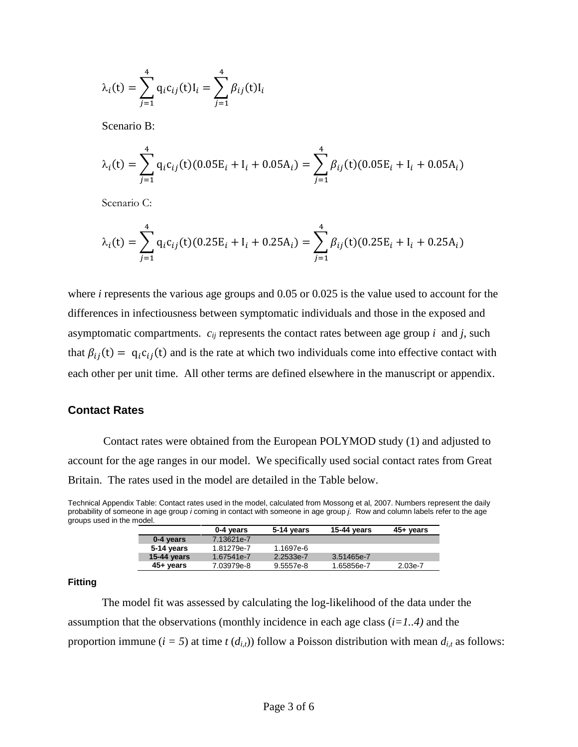$$\lambda_i(\mathrm{t}) = \sum_{j=1}^{4} \mathrm{q}_i \mathrm{c}_{ij}(\mathrm{t}) \mathrm{I}_i = \sum_{j=1}^{4} \beta_{ij}(\mathrm{t}) \mathrm{I}_i$$

Scenario B:

$$\lambda_i(\mathrm{t}) = \sum_{j=1}^{4} \mathrm{q}_i \mathrm{c}_{ij}(\mathrm{t})(0.05\mathrm{E}_i + \mathrm{I}_i + 0.05\mathrm{A}_i) = \sum_{j=1}^{4} \beta_{ij}(\mathrm{t})(0.05\mathrm{E}_i + \mathrm{I}_i + 0.05\mathrm{A}_i)$$

Scenario C:

$$\lambda_i(\mathrm{t}) = \sum_{j=1}^{4} \mathrm{q}_i \mathrm{c}_{ij}(\mathrm{t})(0.25\mathrm{E}_i + \mathrm{I}_i + 0.25\mathrm{A}_i) = \sum_{j=1}^{4} \beta_{ij}(\mathrm{t})(0.25\mathrm{E}_i + \mathrm{I}_i + 0.25\mathrm{A}_i)$$

where $i$ represents the various age groups and 0.05 or 0.025 is the value used to account for the differences in infectiousness between symptomatic individuals and those in the exposed and asymptomatic compartments. $c_{ij}$ represents the contact rates between age group $i$ and $j$, such that $\beta_{ij}(\mathrm{t}) = \mathrm{q}_i \mathrm{c}_{ij}(\mathrm{t})$ and is the rate at which two individuals come into effective contact with each other per unit time. All other terms are defined elsewhere in the manuscript or appendix.

### Contact Rates

Contact rates were obtained from the European POLYMOD study (1) and adjusted to account for the age ranges in our model. We specifically used social contact rates from Great Britain. The rates used in the model are detailed in the Table below.

Technical Appendix Table: Contact rates used in the model, calculated from Mossong et al, 2007. Numbers represent the daily probability of someone in age group *i* coming in contact with someone in age group *j*. Row and column labels refer to the age groups used in the model.

| | 0-4 years | 5-14 years | 15-44 years | 45+ years |
|---|---|---|---|---|
| **0-4 years** | 7.13621e-7 | | | |
| **5-14 years** | 1.81279e-7 | 1.1697e-6 | | |
| **15-44 years** | 1.67541e-7 | 2.2533e-7 | 3.51465e-7 | |
| **45+ years** | 7.03979e-8 | 9.5557e-8 | 1.65856e-7 | 2.03e-7 |

#### Fitting

The model fit was assessed by calculating the log-likelihood of the data under the assumption that the observations (monthly incidence in each age class ($i=1..4$) and the proportion immune ($i = 5$) at time $t$ ($d_{i,t}$)) follow a Poisson distribution with mean $d_{i,t}$ as follows: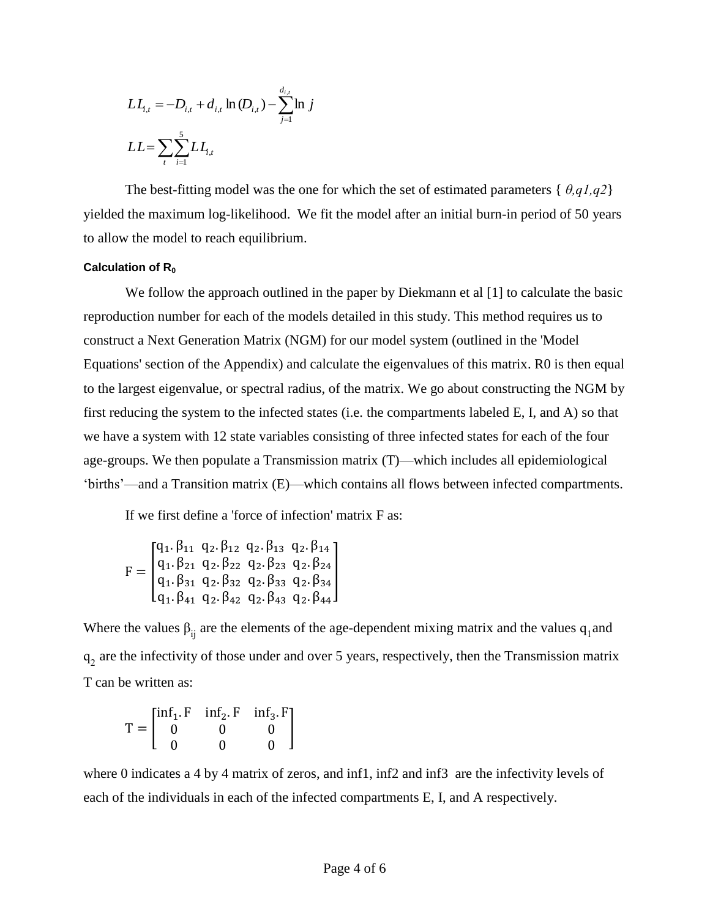$$LL_{i,t} = -D_{i,t} + d_{i,t} \ln(D_{i,t}) - \sum_{j=1}^{d_{i,t}} \ln j$$

$$LL = \sum_{t} \sum_{i=1}^{5} LL_{i,t}$$

The best-fitting model was the one for which the set of estimated parameters { $\theta, q1, q2$} yielded the maximum log-likelihood. We fit the model after an initial burn-in period of 50 years to allow the model to reach equilibrium.

#### Calculation of $R_0$

We follow the approach outlined in the paper by Diekmann et al [1] to calculate the basic reproduction number for each of the models detailed in this study. This method requires us to construct a Next Generation Matrix (NGM) for our model system (outlined in the 'Model Equations' section of the Appendix) and calculate the eigenvalues of this matrix. R0 is then equal to the largest eigenvalue, or spectral radius, of the matrix. We go about constructing the NGM by first reducing the system to the infected states (i.e. the compartments labeled E, I, and A) so that we have a system with 12 state variables consisting of three infected states for each of the four age-groups. We then populate a Transmission matrix (T)—which includes all epidemiological 'births'—and a Transition matrix (E)—which contains all flows between infected compartments.

If we first define a 'force of infection' matrix F as:

$$F = \begin{bmatrix} q_1.\beta_{11} & q_2.\beta_{12} & q_2.\beta_{13} & q_2.\beta_{14} \\ q_1.\beta_{21} & q_2.\beta_{22} & q_2.\beta_{23} & q_2.\beta_{24} \\ q_1.\beta_{31} & q_2.\beta_{32} & q_2.\beta_{33} & q_2.\beta_{34} \\ q_1.\beta_{41} & q_2.\beta_{42} & q_2.\beta_{43} & q_2.\beta_{44} \end{bmatrix}$$

Where the values $\beta_{ij}$ are the elements of the age-dependent mixing matrix and the values $q_1$ and $q_2$ are the infectivity of those under and over 5 years, respectively, then the Transmission matrix T can be written as:

$$T = \begin{bmatrix} \text{inf}_1.F & \text{inf}_2.F & \text{inf}_3.F \\ 0 & 0 & 0 \\ 0 & 0 & 0 \end{bmatrix}$$

where 0 indicates a 4 by 4 matrix of zeros, and inf1, inf2 and inf3 are the infectivity levels of each of the individuals in each of the infected compartments E, I, and A respectively.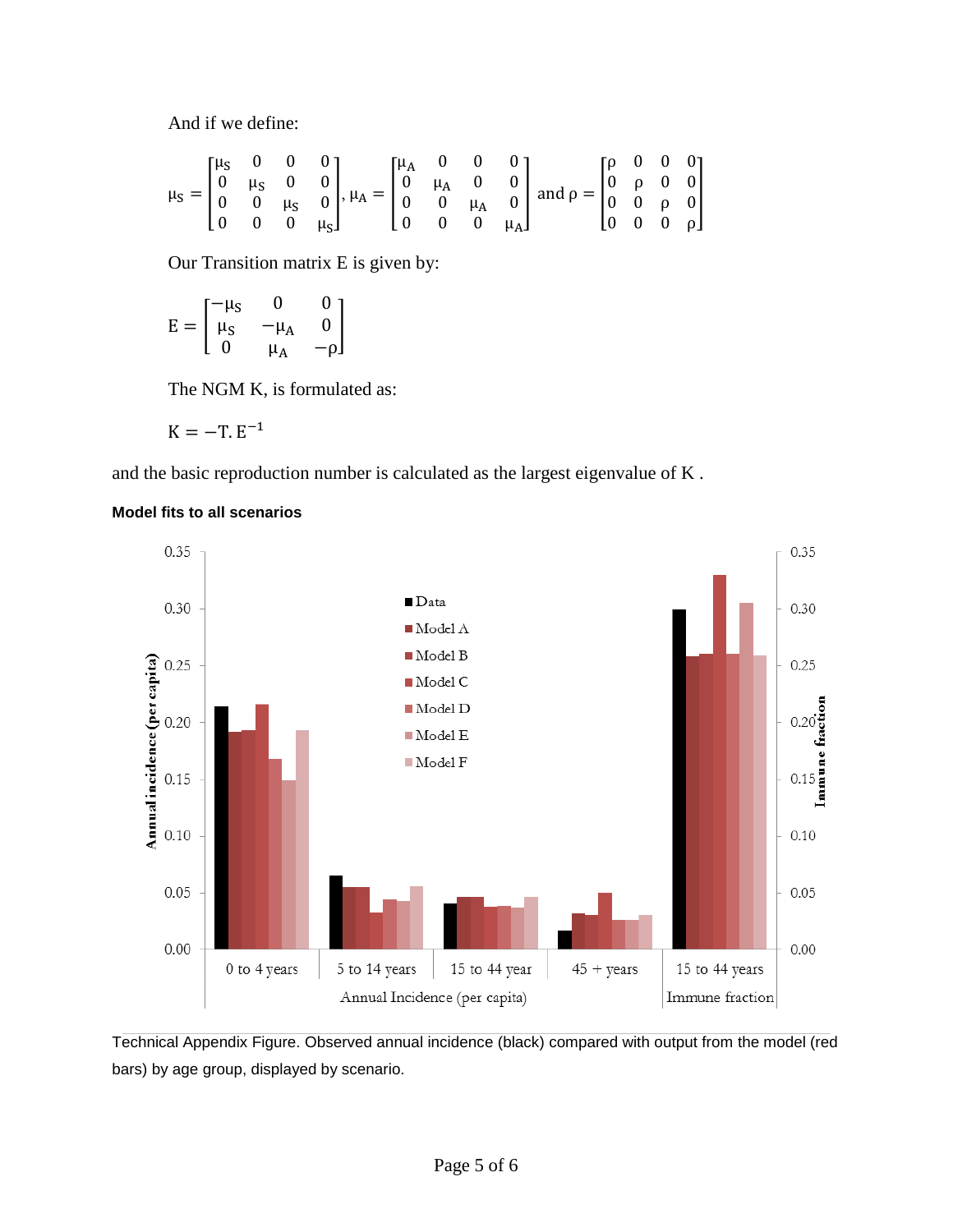And if we define:

$$\mu_S = \begin{bmatrix} \mu_S & 0 & 0 & 0 \\ 0 & \mu_S & 0 & 0 \\ 0 & 0 & \mu_S & 0 \\ 0 & 0 & 0 & \mu_S \end{bmatrix}, \mu_A = \begin{bmatrix} \mu_A & 0 & 0 & 0 \\ 0 & \mu_A & 0 & 0 \\ 0 & 0 & \mu_A & 0 \\ 0 & 0 & 0 & \mu_A \end{bmatrix} \text{ and } \rho = \begin{bmatrix} \rho & 0 & 0 & 0 \\ 0 & \rho & 0 & 0 \\ 0 & 0 & \rho & 0 \\ 0 & 0 & 0 & \rho \end{bmatrix}$$

Our Transition matrix E is given by:

$$E = \begin{bmatrix} -\mu_S & 0 & 0 \\ \mu_S & -\mu_A & 0 \\ 0 & \mu_A & -\rho \end{bmatrix}$$

The NGM K, is formulated as:

$$K = -T.E^{-1}$$

and the basic reproduction number is calculated as the largest eigenvalue of K .

**Model fits to all scenarios**

Technical Appendix Figure. Observed annual incidence (black) compared with output from the model (red bars) by age group, displayed by scenario.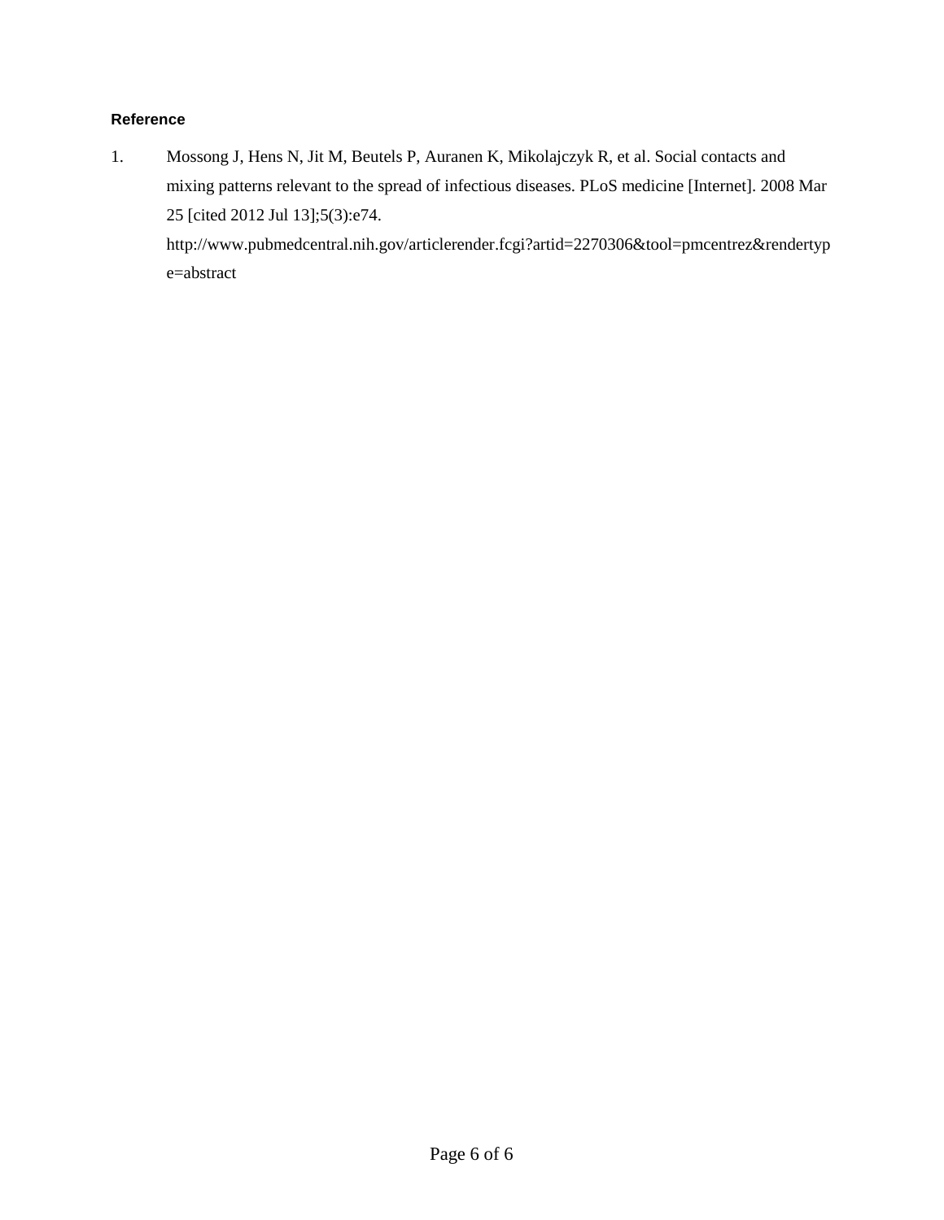**Reference**

1. Mossong J, Hens N, Jit M, Beutels P, Auranen K, Mikolajczyk R, et al. Social contacts and mixing patterns relevant to the spread of infectious diseases. PLoS medicine [Internet]. 2008 Mar 25 [cited 2012 Jul 13];5(3):e74. http://www.pubmedcentral.nih.gov/articlerender.fcgi?artid=2270306&tool=pmcentrez&rendertype=abstract